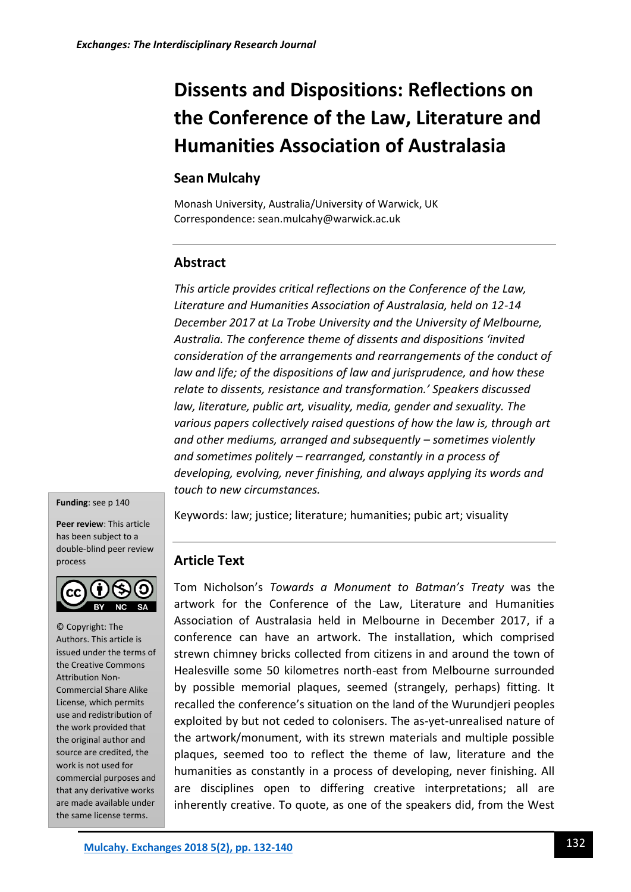# Dissents and Dispositions: Reflections on the Conference of the Law, Literature and Humanities Association of Australasia

## Sean Mulcahy

Monash University, Australia/University of Warwick, UK
Correspondence: sean.mulcahy@warwick.ac.uk

## Abstract

*This article provides critical reflections on the Conference of the Law, Literature and Humanities Association of Australasia, held on 12-14 December 2017 at La Trobe University and the University of Melbourne, Australia. The conference theme of dissents and dispositions 'invited consideration of the arrangements and rearrangements of the conduct of law and life; of the dispositions of law and jurisprudence, and how these relate to dissents, resistance and transformation.' Speakers discussed law, literature, public art, visuality, media, gender and sexuality. The various papers collectively raised questions of how the law is, through art and other mediums, arranged and subsequently – sometimes violently and sometimes politely – rearranged, constantly in a process of developing, evolving, never finishing, and always applying its words and touch to new circumstances.*

Keywords: law; justice; literature; humanities; pubic art; visuality

**Funding**: see p 140

**Peer review**: This article has been subject to a double-blind peer review process

© Copyright: The Authors. This article is issued under the terms of the Creative Commons Attribution Non-Commercial Share Alike License, which permits use and redistribution of the work provided that the original author and source are credited, the work is not used for commercial purposes and that any derivative works are made available under the same license terms.

## Article Text

Tom Nicholson's *Towards a Monument to Batman's Treaty* was the artwork for the Conference of the Law, Literature and Humanities Association of Australasia held in Melbourne in December 2017, if a conference can have an artwork. The installation, which comprised strewn chimney bricks collected from citizens in and around the town of Healesville some 50 kilometres north-east from Melbourne surrounded by possible memorial plaques, seemed (strangely, perhaps) fitting. It recalled the conference's situation on the land of the Wurundjeri peoples exploited by but not ceded to colonisers. The as-yet-unrealised nature of the artwork/monument, with its strewn materials and multiple possible plaques, seemed too to reflect the theme of law, literature and the humanities as constantly in a process of developing, never finishing. All are disciplines open to differing creative interpretations; all are inherently creative. To quote, as one of the speakers did, from the West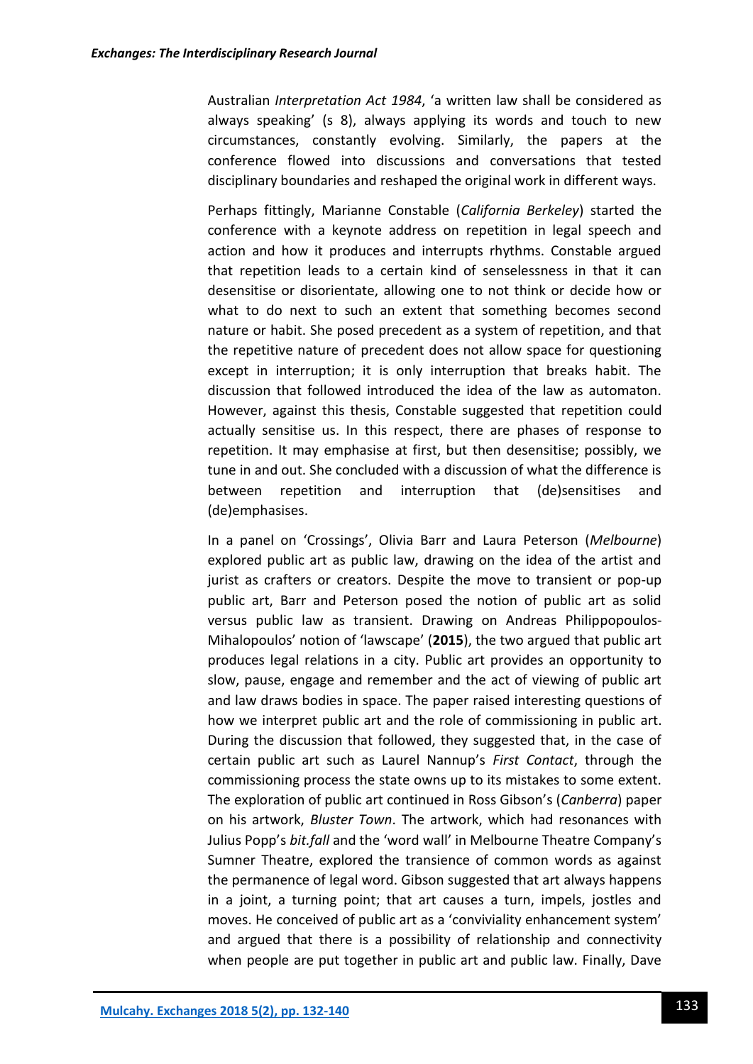Australian *Interpretation Act 1984*, 'a written law shall be considered as always speaking' (s 8), always applying its words and touch to new circumstances, constantly evolving. Similarly, the papers at the conference flowed into discussions and conversations that tested disciplinary boundaries and reshaped the original work in different ways.

Perhaps fittingly, Marianne Constable (*California Berkeley*) started the conference with a keynote address on repetition in legal speech and action and how it produces and interrupts rhythms. Constable argued that repetition leads to a certain kind of senselessness in that it can desensitise or disorientate, allowing one to not think or decide how or what to do next to such an extent that something becomes second nature or habit. She posed precedent as a system of repetition, and that the repetitive nature of precedent does not allow space for questioning except in interruption; it is only interruption that breaks habit. The discussion that followed introduced the idea of the law as automaton. However, against this thesis, Constable suggested that repetition could actually sensitise us. In this respect, there are phases of response to repetition. It may emphasise at first, but then desensitise; possibly, we tune in and out. She concluded with a discussion of what the difference is between repetition and interruption that (de)sensitises and (de)emphasises.

In a panel on 'Crossings', Olivia Barr and Laura Peterson (*Melbourne*) explored public art as public law, drawing on the idea of the artist and jurist as crafters or creators. Despite the move to transient or pop-up public art, Barr and Peterson posed the notion of public art as solid versus public law as transient. Drawing on Andreas Philippopoulos-Mihalopoulos' notion of 'lawscape' (**2015**), the two argued that public art produces legal relations in a city. Public art provides an opportunity to slow, pause, engage and remember and the act of viewing of public art and law draws bodies in space. The paper raised interesting questions of how we interpret public art and the role of commissioning in public art. During the discussion that followed, they suggested that, in the case of certain public art such as Laurel Nannup's *First Contact*, through the commissioning process the state owns up to its mistakes to some extent. The exploration of public art continued in Ross Gibson's (*Canberra*) paper on his artwork, *Bluster Town*. The artwork, which had resonances with Julius Popp's *bit.fall* and the 'word wall' in Melbourne Theatre Company's Sumner Theatre, explored the transience of common words as against the permanence of legal word. Gibson suggested that art always happens in a joint, a turning point; that art causes a turn, impels, jostles and moves. He conceived of public art as a 'conviviality enhancement system' and argued that there is a possibility of relationship and connectivity when people are put together in public art and public law. Finally, Dave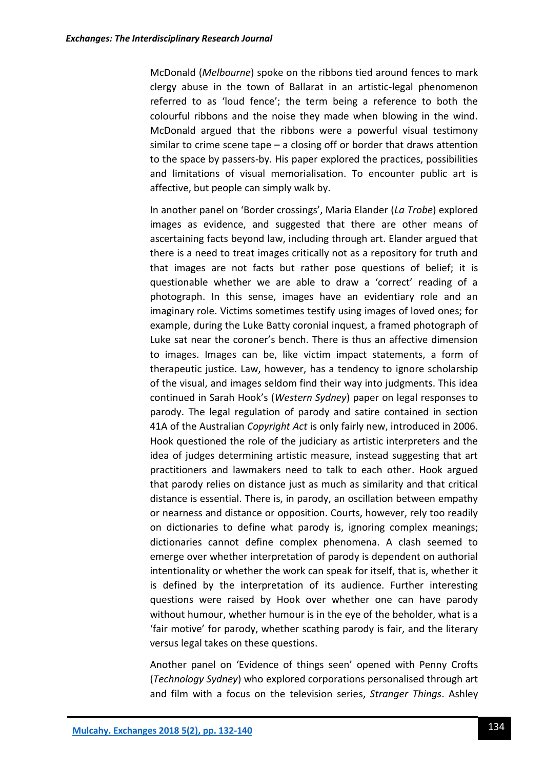McDonald (*Melbourne*) spoke on the ribbons tied around fences to mark clergy abuse in the town of Ballarat in an artistic-legal phenomenon referred to as 'loud fence'; the term being a reference to both the colourful ribbons and the noise they made when blowing in the wind. McDonald argued that the ribbons were a powerful visual testimony similar to crime scene tape – a closing off or border that draws attention to the space by passers-by. His paper explored the practices, possibilities and limitations of visual memorialisation. To encounter public art is affective, but people can simply walk by.

In another panel on 'Border crossings', Maria Elander (*La Trobe*) explored images as evidence, and suggested that there are other means of ascertaining facts beyond law, including through art. Elander argued that there is a need to treat images critically not as a repository for truth and that images are not facts but rather pose questions of belief; it is questionable whether we are able to draw a 'correct' reading of a photograph. In this sense, images have an evidentiary role and an imaginary role. Victims sometimes testify using images of loved ones; for example, during the Luke Batty coronial inquest, a framed photograph of Luke sat near the coroner's bench. There is thus an affective dimension to images. Images can be, like victim impact statements, a form of therapeutic justice. Law, however, has a tendency to ignore scholarship of the visual, and images seldom find their way into judgments. This idea continued in Sarah Hook's (*Western Sydney*) paper on legal responses to parody. The legal regulation of parody and satire contained in section 41A of the Australian *Copyright Act* is only fairly new, introduced in 2006. Hook questioned the role of the judiciary as artistic interpreters and the idea of judges determining artistic measure, instead suggesting that art practitioners and lawmakers need to talk to each other. Hook argued that parody relies on distance just as much as similarity and that critical distance is essential. There is, in parody, an oscillation between empathy or nearness and distance or opposition. Courts, however, rely too readily on dictionaries to define what parody is, ignoring complex meanings; dictionaries cannot define complex phenomena. A clash seemed to emerge over whether interpretation of parody is dependent on authorial intentionality or whether the work can speak for itself, that is, whether it is defined by the interpretation of its audience. Further interesting questions were raised by Hook over whether one can have parody without humour, whether humour is in the eye of the beholder, what is a 'fair motive' for parody, whether scathing parody is fair, and the literary versus legal takes on these questions.

Another panel on 'Evidence of things seen' opened with Penny Crofts (*Technology Sydney*) who explored corporations personalised through art and film with a focus on the television series, *Stranger Things*. Ashley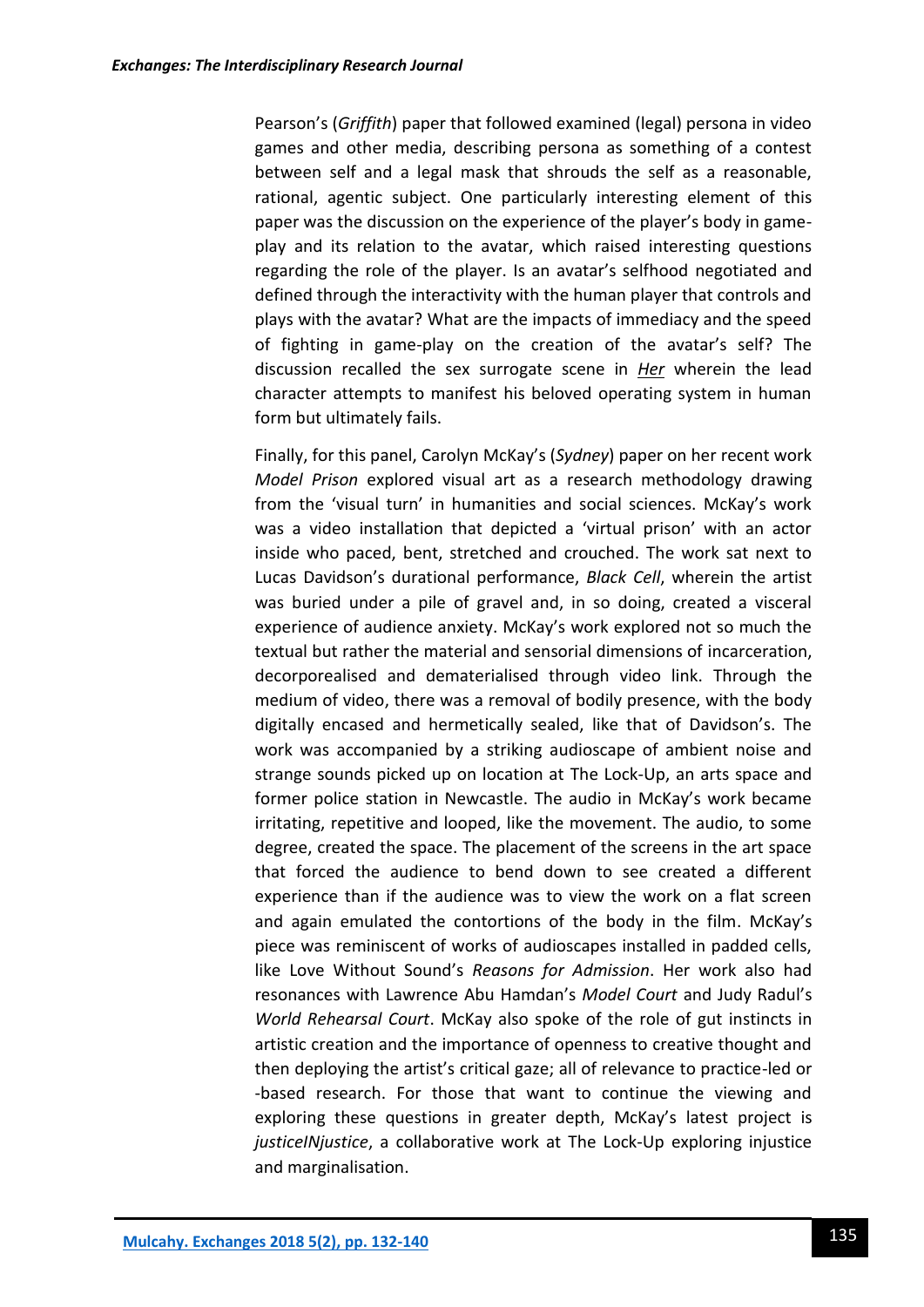Pearson's (*Griffith*) paper that followed examined (legal) persona in video games and other media, describing persona as something of a contest between self and a legal mask that shrouds the self as a reasonable, rational, agentic subject. One particularly interesting element of this paper was the discussion on the experience of the player's body in game-play and its relation to the avatar, which raised interesting questions regarding the role of the player. Is an avatar's selfhood negotiated and defined through the interactivity with the human player that controls and plays with the avatar? What are the impacts of immediacy and the speed of fighting in game-play on the creation of the avatar's self? The discussion recalled the sex surrogate scene in *Her* wherein the lead character attempts to manifest his beloved operating system in human form but ultimately fails.

Finally, for this panel, Carolyn McKay's (*Sydney*) paper on her recent work *Model Prison* explored visual art as a research methodology drawing from the 'visual turn' in humanities and social sciences. McKay's work was a video installation that depicted a 'virtual prison' with an actor inside who paced, bent, stretched and crouched. The work sat next to Lucas Davidson's durational performance, *Black Cell*, wherein the artist was buried under a pile of gravel and, in so doing, created a visceral experience of audience anxiety. McKay's work explored not so much the textual but rather the material and sensorial dimensions of incarceration, decorporealised and dematerialised through video link. Through the medium of video, there was a removal of bodily presence, with the body digitally encased and hermetically sealed, like that of Davidson's. The work was accompanied by a striking audioscape of ambient noise and strange sounds picked up on location at The Lock-Up, an arts space and former police station in Newcastle. The audio in McKay's work became irritating, repetitive and looped, like the movement. The audio, to some degree, created the space. The placement of the screens in the art space that forced the audience to bend down to see created a different experience than if the audience was to view the work on a flat screen and again emulated the contortions of the body in the film. McKay's piece was reminiscent of works of audioscapes installed in padded cells, like Love Without Sound's *Reasons for Admission*. Her work also had resonances with Lawrence Abu Hamdan's *Model Court* and Judy Radul's *World Rehearsal Court*. McKay also spoke of the role of gut instincts in artistic creation and the importance of openness to creative thought and then deploying the artist's critical gaze; all of relevance to practice-led or -based research. For those that want to continue the viewing and exploring these questions in greater depth, McKay's latest project is *justiceINjustice*, a collaborative work at The Lock-Up exploring injustice and marginalisation.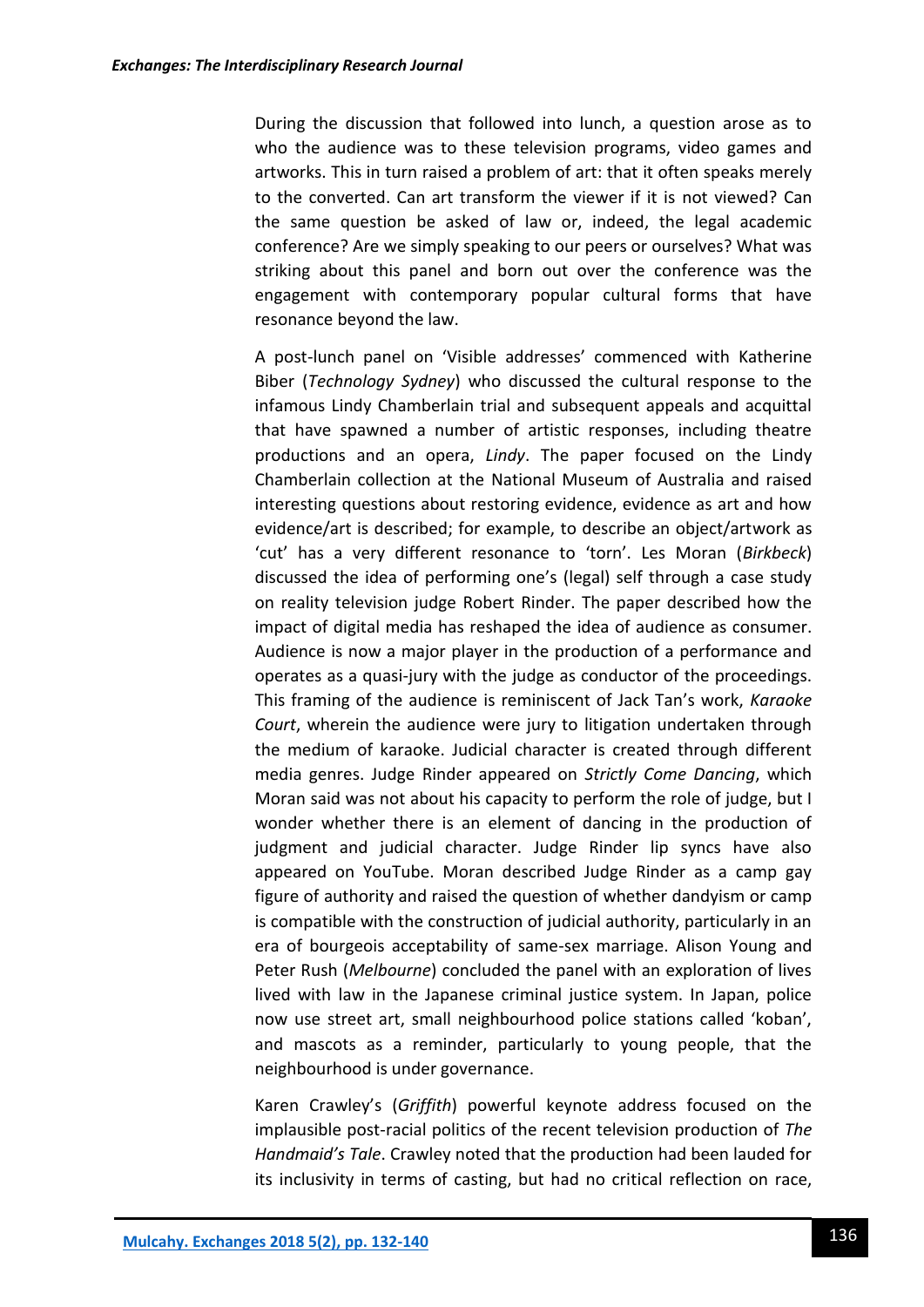During the discussion that followed into lunch, a question arose as to who the audience was to these television programs, video games and artworks. This in turn raised a problem of art: that it often speaks merely to the converted. Can art transform the viewer if it is not viewed? Can the same question be asked of law or, indeed, the legal academic conference? Are we simply speaking to our peers or ourselves? What was striking about this panel and born out over the conference was the engagement with contemporary popular cultural forms that have resonance beyond the law.

A post-lunch panel on 'Visible addresses' commenced with Katherine Biber (*Technology Sydney*) who discussed the cultural response to the infamous Lindy Chamberlain trial and subsequent appeals and acquittal that have spawned a number of artistic responses, including theatre productions and an opera, *Lindy*. The paper focused on the Lindy Chamberlain collection at the National Museum of Australia and raised interesting questions about restoring evidence, evidence as art and how evidence/art is described; for example, to describe an object/artwork as 'cut' has a very different resonance to 'torn'. Les Moran (*Birkbeck*) discussed the idea of performing one's (legal) self through a case study on reality television judge Robert Rinder. The paper described how the impact of digital media has reshaped the idea of audience as consumer. Audience is now a major player in the production of a performance and operates as a quasi-jury with the judge as conductor of the proceedings. This framing of the audience is reminiscent of Jack Tan's work, *Karaoke Court*, wherein the audience were jury to litigation undertaken through the medium of karaoke. Judicial character is created through different media genres. Judge Rinder appeared on *Strictly Come Dancing*, which Moran said was not about his capacity to perform the role of judge, but I wonder whether there is an element of dancing in the production of judgment and judicial character. Judge Rinder lip syncs have also appeared on YouTube. Moran described Judge Rinder as a camp gay figure of authority and raised the question of whether dandyism or camp is compatible with the construction of judicial authority, particularly in an era of bourgeois acceptability of same-sex marriage. Alison Young and Peter Rush (*Melbourne*) concluded the panel with an exploration of lives lived with law in the Japanese criminal justice system. In Japan, police now use street art, small neighbourhood police stations called 'koban', and mascots as a reminder, particularly to young people, that the neighbourhood is under governance.

Karen Crawley's (*Griffith*) powerful keynote address focused on the implausible post-racial politics of the recent television production of *The Handmaid's Tale*. Crawley noted that the production had been lauded for its inclusivity in terms of casting, but had no critical reflection on race,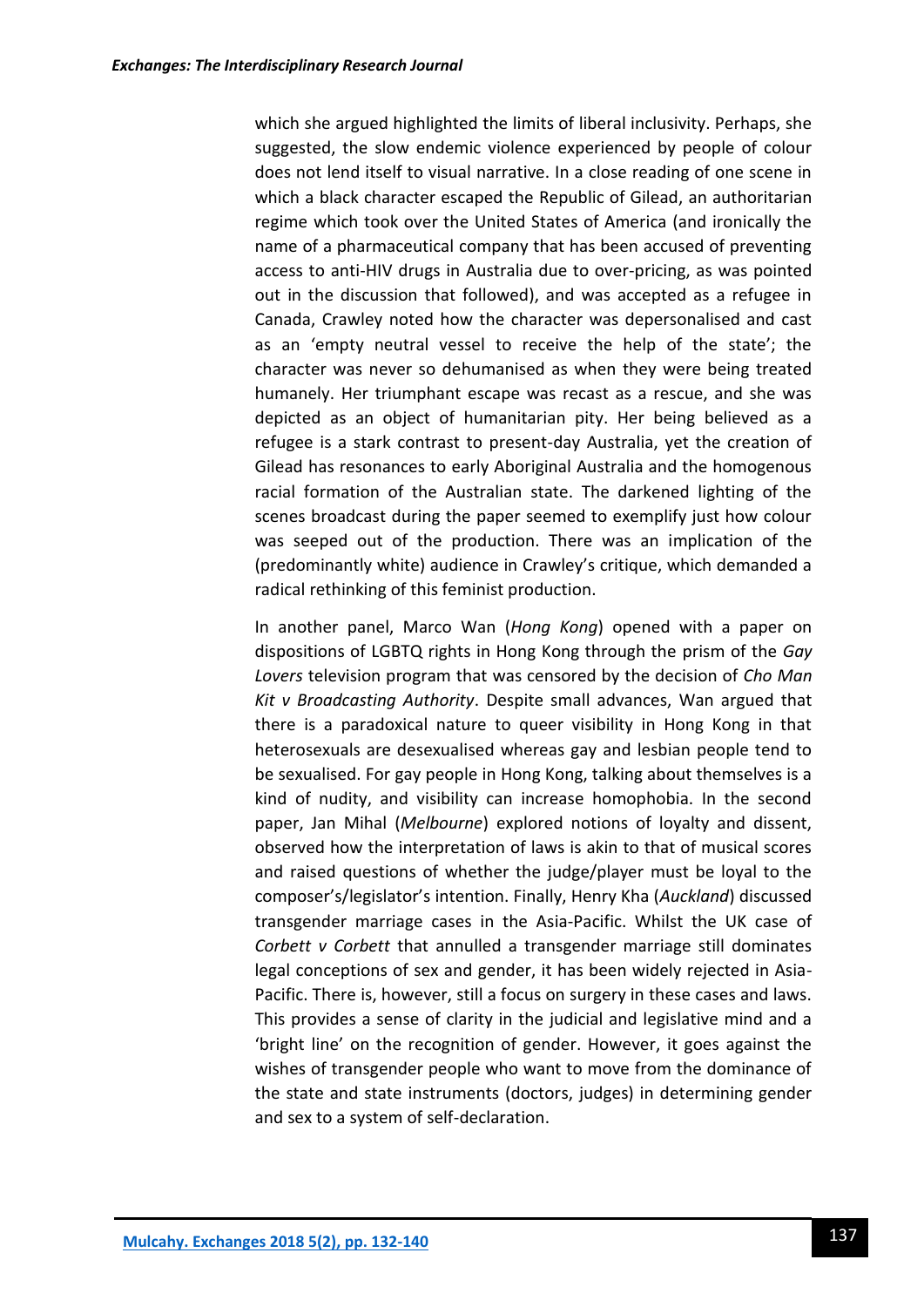which she argued highlighted the limits of liberal inclusivity. Perhaps, she suggested, the slow endemic violence experienced by people of colour does not lend itself to visual narrative. In a close reading of one scene in which a black character escaped the Republic of Gilead, an authoritarian regime which took over the United States of America (and ironically the name of a pharmaceutical company that has been accused of preventing access to anti-HIV drugs in Australia due to over-pricing, as was pointed out in the discussion that followed), and was accepted as a refugee in Canada, Crawley noted how the character was depersonalised and cast as an 'empty neutral vessel to receive the help of the state'; the character was never so dehumanised as when they were being treated humanely. Her triumphant escape was recast as a rescue, and she was depicted as an object of humanitarian pity. Her being believed as a refugee is a stark contrast to present-day Australia, yet the creation of Gilead has resonances to early Aboriginal Australia and the homogenous racial formation of the Australian state. The darkened lighting of the scenes broadcast during the paper seemed to exemplify just how colour was seeped out of the production. There was an implication of the (predominantly white) audience in Crawley's critique, which demanded a radical rethinking of this feminist production.

In another panel, Marco Wan (*Hong Kong*) opened with a paper on dispositions of LGBTQ rights in Hong Kong through the prism of the *Gay Lovers* television program that was censored by the decision of *Cho Man Kit v Broadcasting Authority*. Despite small advances, Wan argued that there is a paradoxical nature to queer visibility in Hong Kong in that heterosexuals are desexualised whereas gay and lesbian people tend to be sexualised. For gay people in Hong Kong, talking about themselves is a kind of nudity, and visibility can increase homophobia. In the second paper, Jan Mihal (*Melbourne*) explored notions of loyalty and dissent, observed how the interpretation of laws is akin to that of musical scores and raised questions of whether the judge/player must be loyal to the composer's/legislator's intention. Finally, Henry Kha (*Auckland*) discussed transgender marriage cases in the Asia-Pacific. Whilst the UK case of *Corbett v Corbett* that annulled a transgender marriage still dominates legal conceptions of sex and gender, it has been widely rejected in Asia-Pacific. There is, however, still a focus on surgery in these cases and laws. This provides a sense of clarity in the judicial and legislative mind and a 'bright line' on the recognition of gender. However, it goes against the wishes of transgender people who want to move from the dominance of the state and state instruments (doctors, judges) in determining gender and sex to a system of self-declaration.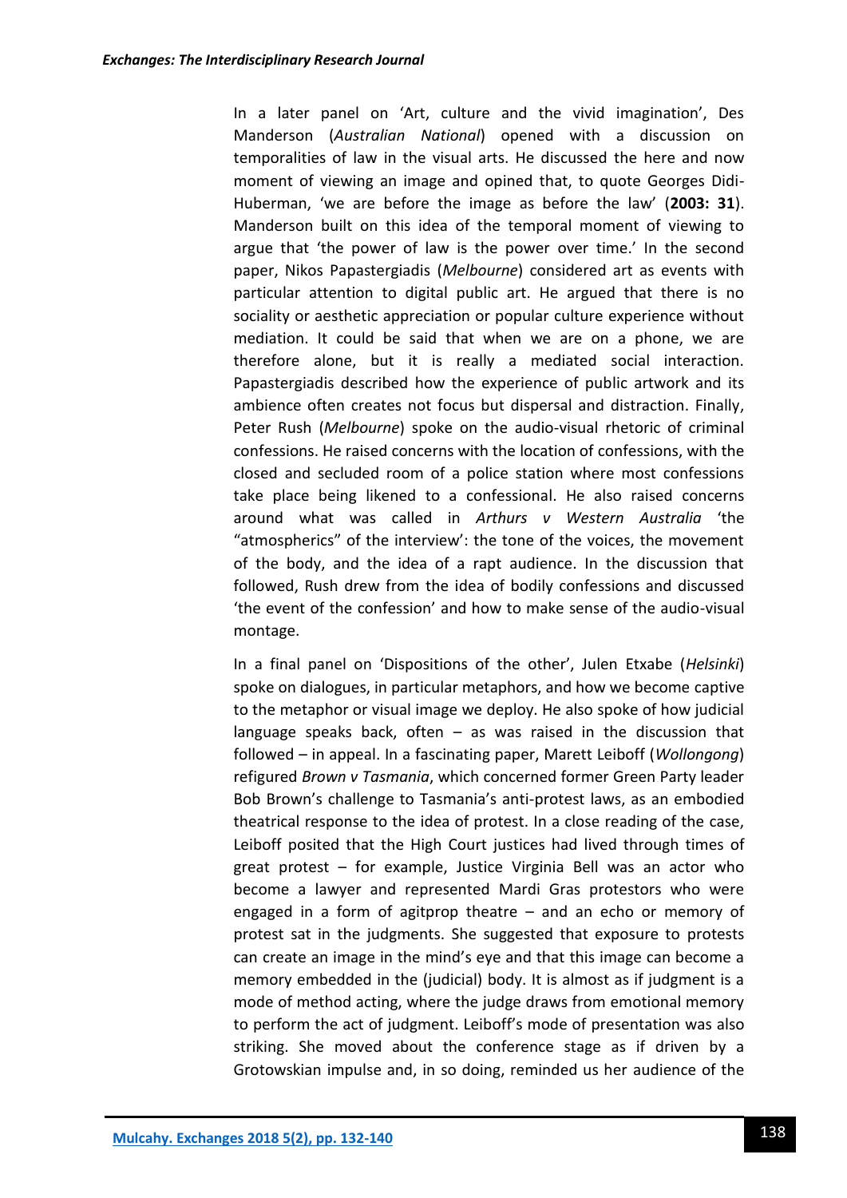In a later panel on 'Art, culture and the vivid imagination', Des Manderson (*Australian National*) opened with a discussion on temporalities of law in the visual arts. He discussed the here and now moment of viewing an image and opined that, to quote Georges Didi-Huberman, 'we are before the image as before the law' (**2003: 31**). Manderson built on this idea of the temporal moment of viewing to argue that 'the power of law is the power over time.' In the second paper, Nikos Papastergiadis (*Melbourne*) considered art as events with particular attention to digital public art. He argued that there is no sociality or aesthetic appreciation or popular culture experience without mediation. It could be said that when we are on a phone, we are therefore alone, but it is really a mediated social interaction. Papastergiadis described how the experience of public artwork and its ambience often creates not focus but dispersal and distraction. Finally, Peter Rush (*Melbourne*) spoke on the audio-visual rhetoric of criminal confessions. He raised concerns with the location of confessions, with the closed and secluded room of a police station where most confessions take place being likened to a confessional. He also raised concerns around what was called in *Arthurs v Western Australia* 'the "atmospherics" of the interview': the tone of the voices, the movement of the body, and the idea of a rapt audience. In the discussion that followed, Rush drew from the idea of bodily confessions and discussed 'the event of the confession' and how to make sense of the audio-visual montage.

In a final panel on 'Dispositions of the other', Julen Etxabe (*Helsinki*) spoke on dialogues, in particular metaphors, and how we become captive to the metaphor or visual image we deploy. He also spoke of how judicial language speaks back, often – as was raised in the discussion that followed – in appeal. In a fascinating paper, Marett Leiboff (*Wollongong*) refigured *Brown v Tasmania*, which concerned former Green Party leader Bob Brown's challenge to Tasmania's anti-protest laws, as an embodied theatrical response to the idea of protest. In a close reading of the case, Leiboff posited that the High Court justices had lived through times of great protest – for example, Justice Virginia Bell was an actor who become a lawyer and represented Mardi Gras protestors who were engaged in a form of agitprop theatre – and an echo or memory of protest sat in the judgments. She suggested that exposure to protests can create an image in the mind's eye and that this image can become a memory embedded in the (judicial) body. It is almost as if judgment is a mode of method acting, where the judge draws from emotional memory to perform the act of judgment. Leiboff's mode of presentation was also striking. She moved about the conference stage as if driven by a Grotowskian impulse and, in so doing, reminded us her audience of the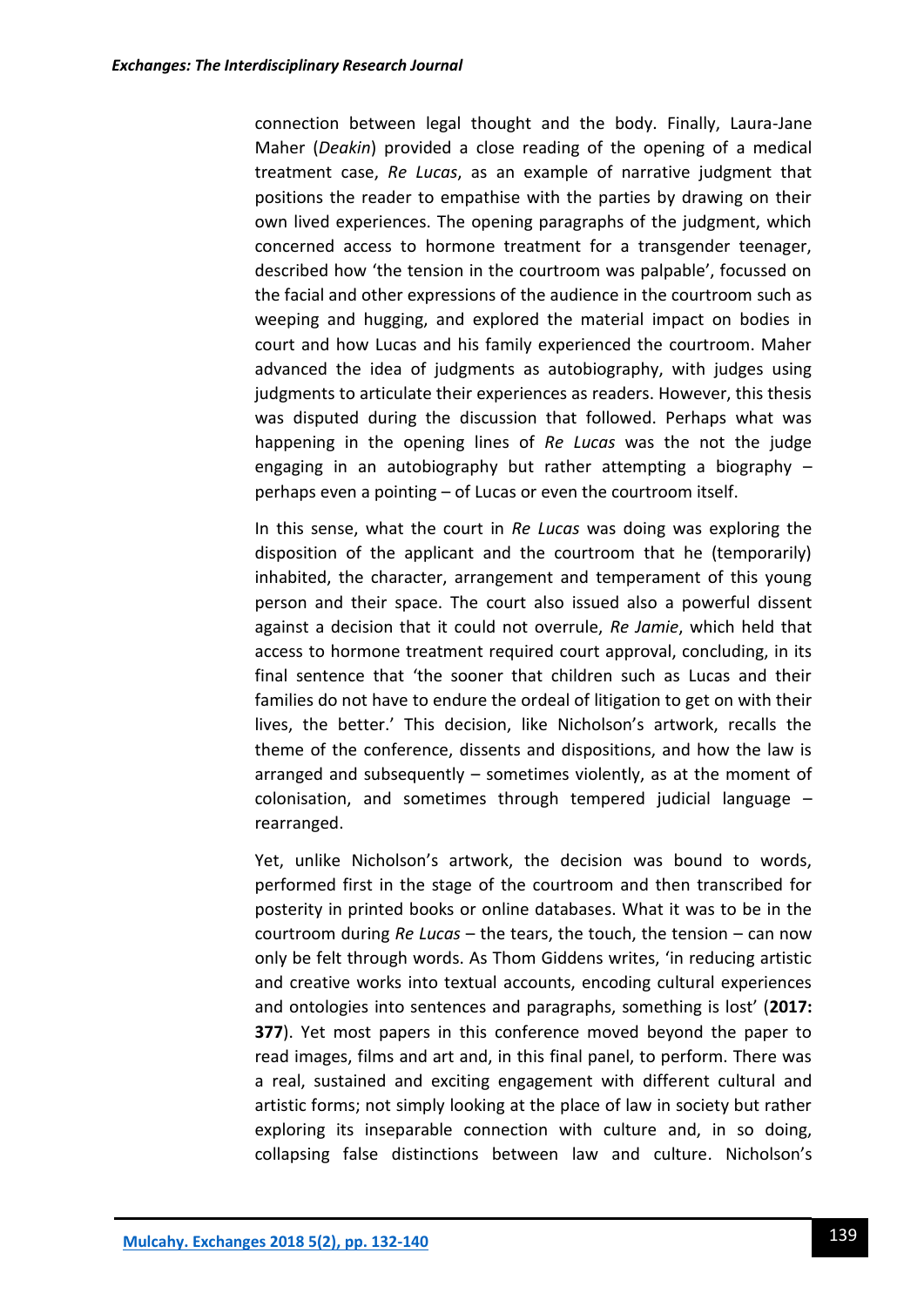connection between legal thought and the body. Finally, Laura-Jane Maher (*Deakin*) provided a close reading of the opening of a medical treatment case, *Re Lucas*, as an example of narrative judgment that positions the reader to empathise with the parties by drawing on their own lived experiences. The opening paragraphs of the judgment, which concerned access to hormone treatment for a transgender teenager, described how 'the tension in the courtroom was palpable', focussed on the facial and other expressions of the audience in the courtroom such as weeping and hugging, and explored the material impact on bodies in court and how Lucas and his family experienced the courtroom. Maher advanced the idea of judgments as autobiography, with judges using judgments to articulate their experiences as readers. However, this thesis was disputed during the discussion that followed. Perhaps what was happening in the opening lines of *Re Lucas* was the not the judge engaging in an autobiography but rather attempting a biography – perhaps even a pointing – of Lucas or even the courtroom itself.

In this sense, what the court in *Re Lucas* was doing was exploring the disposition of the applicant and the courtroom that he (temporarily) inhabited, the character, arrangement and temperament of this young person and their space. The court also issued also a powerful dissent against a decision that it could not overrule, *Re Jamie*, which held that access to hormone treatment required court approval, concluding, in its final sentence that 'the sooner that children such as Lucas and their families do not have to endure the ordeal of litigation to get on with their lives, the better.' This decision, like Nicholson's artwork, recalls the theme of the conference, dissents and dispositions, and how the law is arranged and subsequently – sometimes violently, as at the moment of colonisation, and sometimes through tempered judicial language – rearranged.

Yet, unlike Nicholson's artwork, the decision was bound to words, performed first in the stage of the courtroom and then transcribed for posterity in printed books or online databases. What it was to be in the courtroom during *Re Lucas* – the tears, the touch, the tension – can now only be felt through words. As Thom Giddens writes, 'in reducing artistic and creative works into textual accounts, encoding cultural experiences and ontologies into sentences and paragraphs, something is lost' (**2017: 377**). Yet most papers in this conference moved beyond the paper to read images, films and art and, in this final panel, to perform. There was a real, sustained and exciting engagement with different cultural and artistic forms; not simply looking at the place of law in society but rather exploring its inseparable connection with culture and, in so doing, collapsing false distinctions between law and culture. Nicholson's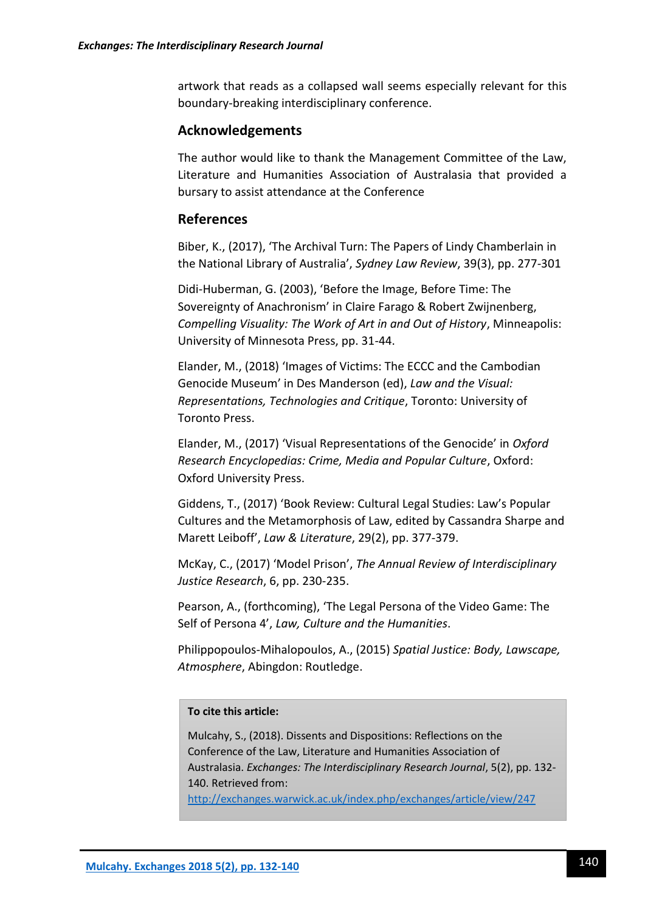artwork that reads as a collapsed wall seems especially relevant for this boundary-breaking interdisciplinary conference.

## Acknowledgements

The author would like to thank the Management Committee of the Law, Literature and Humanities Association of Australasia that provided a bursary to assist attendance at the Conference

## References

Biber, K., (2017), 'The Archival Turn: The Papers of Lindy Chamberlain in the National Library of Australia', *Sydney Law Review*, 39(3), pp. 277-301

Didi-Huberman, G. (2003), 'Before the Image, Before Time: The Sovereignty of Anachronism' in Claire Farago & Robert Zwijnenberg, *Compelling Visuality: The Work of Art in and Out of History*, Minneapolis: University of Minnesota Press, pp. 31-44.

Elander, M., (2018) 'Images of Victims: The ECCC and the Cambodian Genocide Museum' in Des Manderson (ed), *Law and the Visual: Representations, Technologies and Critique*, Toronto: University of Toronto Press.

Elander, M., (2017) 'Visual Representations of the Genocide' in *Oxford Research Encyclopedias: Crime, Media and Popular Culture*, Oxford: Oxford University Press.

Giddens, T., (2017) 'Book Review: Cultural Legal Studies: Law's Popular Cultures and the Metamorphosis of Law, edited by Cassandra Sharpe and Marett Leiboff', *Law & Literature*, 29(2), pp. 377-379.

McKay, C., (2017) 'Model Prison', *The Annual Review of Interdisciplinary Justice Research*, 6, pp. 230-235.

Pearson, A., (forthcoming), 'The Legal Persona of the Video Game: The Self of Persona 4', *Law, Culture and the Humanities*.

Philippopoulos-Mihalopoulos, A., (2015) *Spatial Justice: Body, Lawscape, Atmosphere*, Abingdon: Routledge.

**To cite this article:**

Mulcahy, S., (2018). Dissents and Dispositions: Reflections on the Conference of the Law, Literature and Humanities Association of Australasia. *Exchanges: The Interdisciplinary Research Journal*, 5(2), pp. 132-140. Retrieved from: http://exchanges.warwick.ac.uk/index.php/exchanges/article/view/247